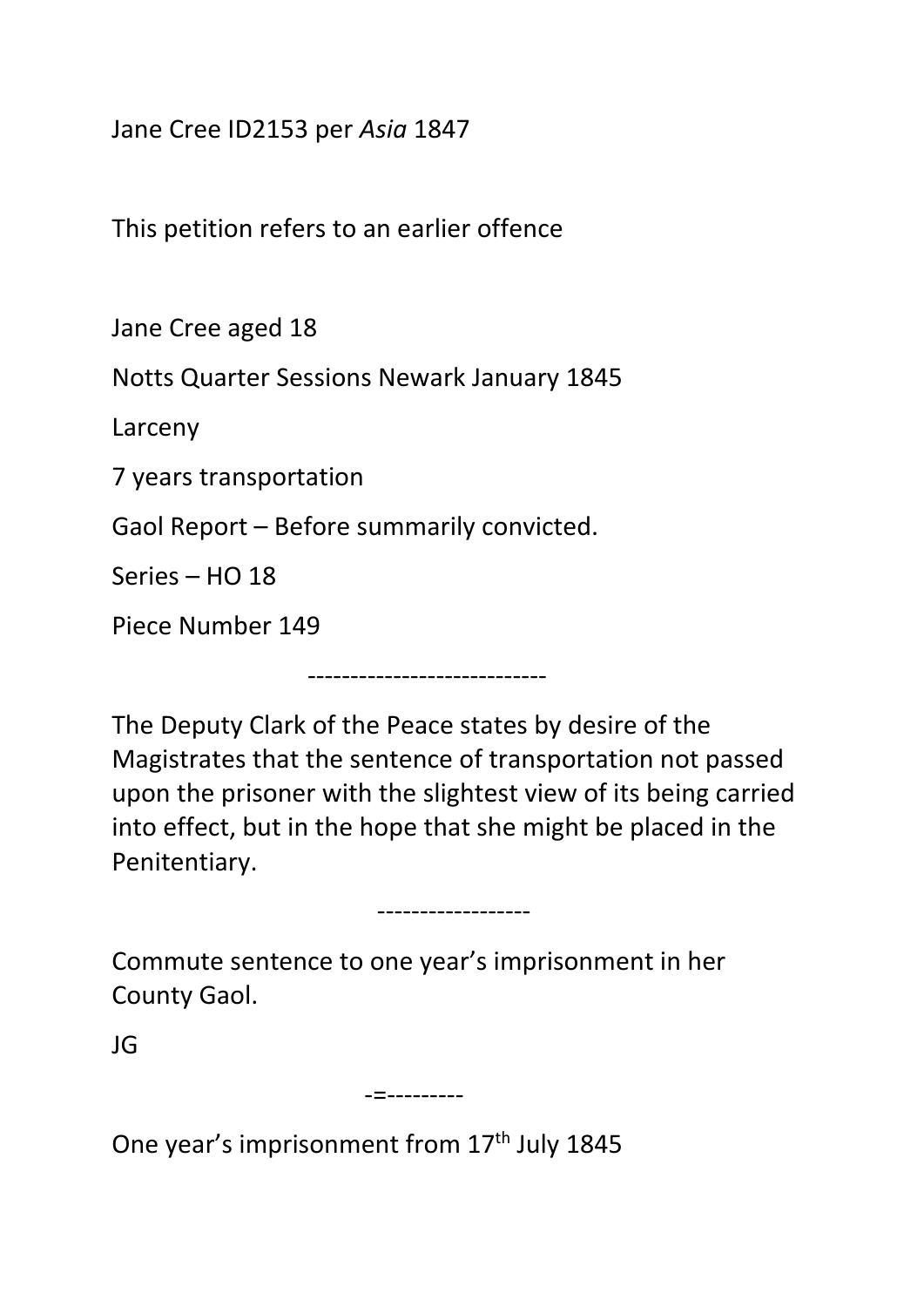Jane Cree ID2153 per *Asia* 1847

This petition refers to an earlier offence

Jane Cree aged 18

Notts Quarter Sessions Newark January 1845

Larceny

7 years transportation

Gaol Report – Before summarily convicted.

Series – HO 18

Piece Number 149

----------------------------

The Deputy Clark of the Peace states by desire of the Magistrates that the sentence of transportation not passed upon the prisoner with the slightest view of its being carried into effect, but in the hope that she might be placed in the Penitentiary.

------------------

Commute sentence to one year's imprisonment in her County Gaol.

JG

-=---------

One year's imprisonment from 17th July 1845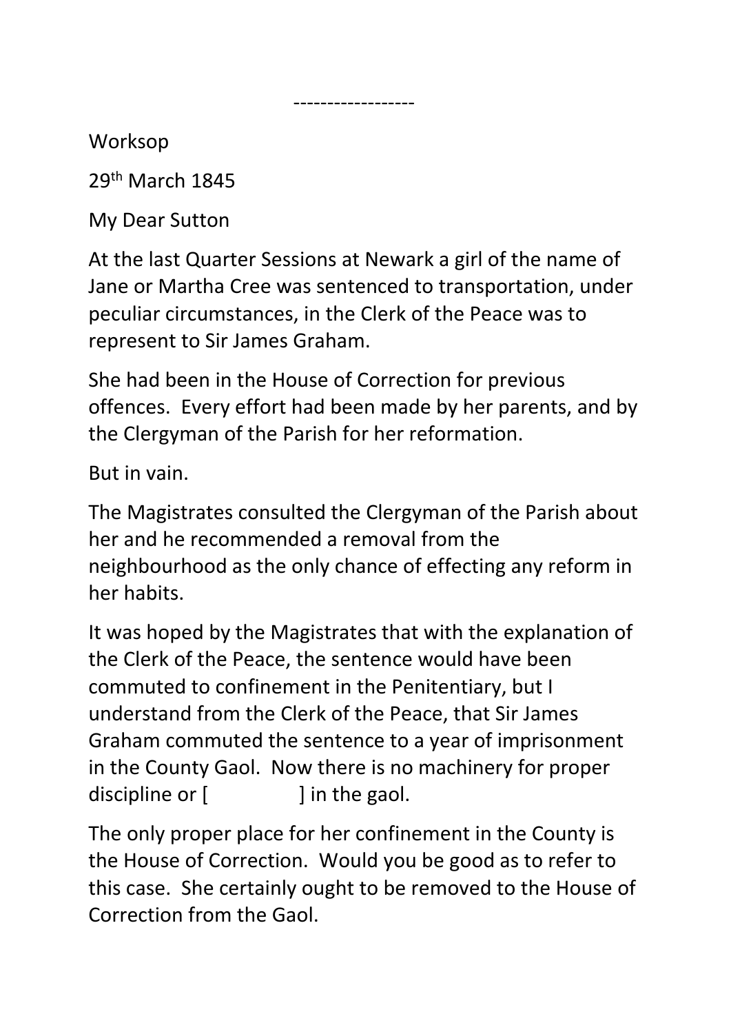------------------

Worksop

29th March 1845

My Dear Sutton

At the last Quarter Sessions at Newark a girl of the name of Jane or Martha Cree was sentenced to transportation, under peculiar circumstances, in the Clerk of the Peace was to represent to Sir James Graham.

She had been in the House of Correction for previous offences. Every effort had been made by her parents, and by the Clergyman of the Parish for her reformation.

But in vain.

The Magistrates consulted the Clergyman of the Parish about her and he recommended a removal from the neighbourhood as the only chance of effecting any reform in her habits.

It was hoped by the Magistrates that with the explanation of the Clerk of the Peace, the sentence would have been commuted to confinement in the Penitentiary, but I understand from the Clerk of the Peace, that Sir James Graham commuted the sentence to a year of imprisonment in the County Gaol. Now there is no machinery for proper discipline or [ ] in the gaol.

The only proper place for her confinement in the County is the House of Correction. Would you be good as to refer to this case. She certainly ought to be removed to the House of Correction from the Gaol.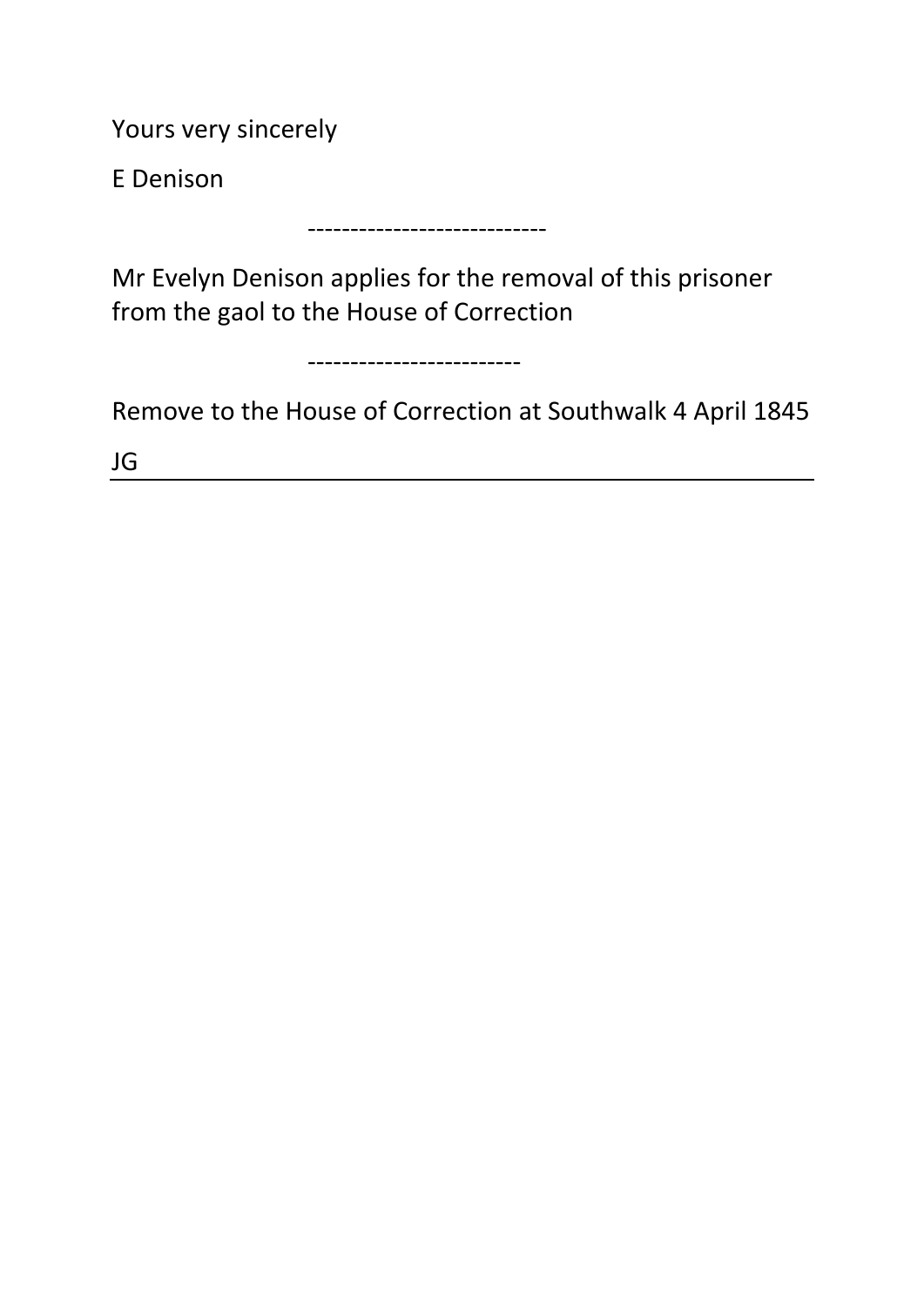Yours very sincerely

E Denison

----------------------------

Mr Evelyn Denison applies for the removal of this prisoner from the gaol to the House of Correction

-------------------------

Remove to the House of Correction at Southwalk 4 April 1845

JG

---